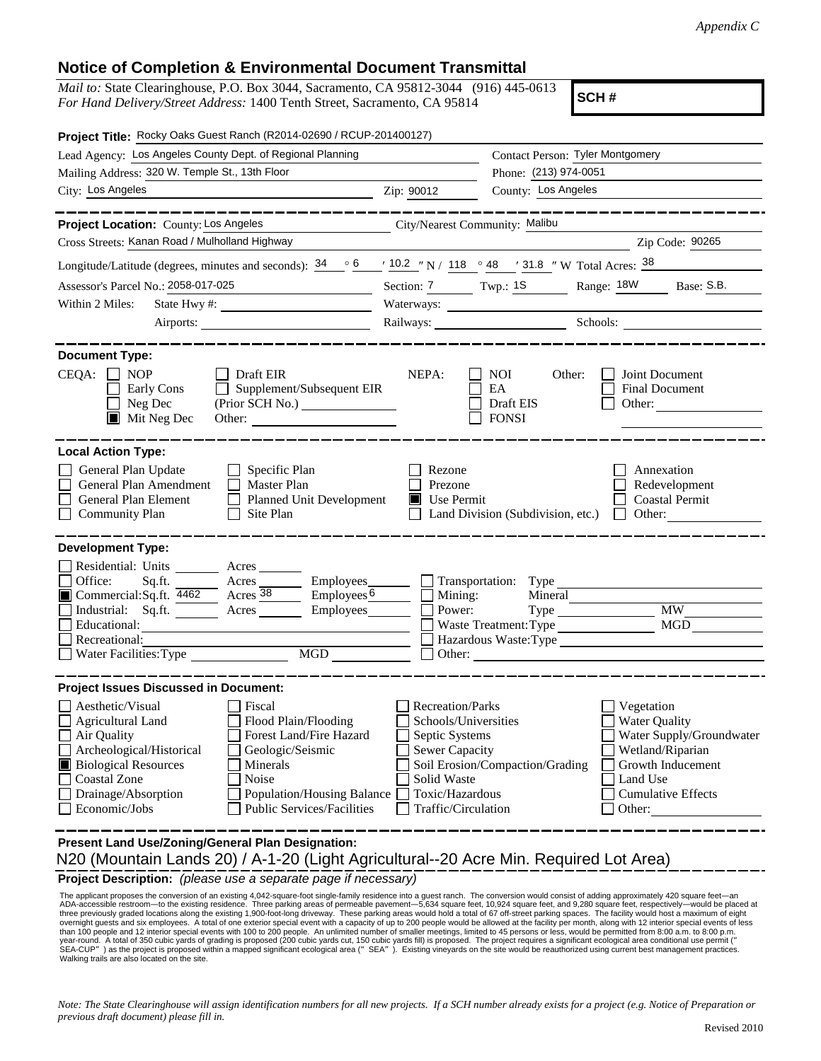*Appendix C*

## Notice of Completion & Environmental Document Transmittal

*Mail to:* State Clearinghouse, P.O. Box 3044, Sacramento, CA 95812-3044 (916) 445-0613
*For Hand Delivery/Street Address:* 1400 Tenth Street, Sacramento, CA 95814

**SCH #**

**Project Title:** Rocky Oaks Guest Ranch (R2014-02690 / RCUP-201400127)

Lead Agency: Los Angeles County Dept. of Regional Planning
Contact Person: Tyler Montgomery
Mailing Address: 320 W. Temple St., 13th Floor
Phone: (213) 974-0051
City: Los Angeles
Zip: 90012
County: Los Angeles

---

**Project Location:** County: Los Angeles
City/Nearest Community: Malibu
Cross Streets: Kanan Road / Mulholland Highway
Zip Code: 90265
Longitude/Latitude (degrees, minutes and seconds): 34 ° 6 ′ 10.2 ″ N / 118 ° 48 ′ 31.8 ″ W Total Acres: 38
Assessor's Parcel No.: 2058-017-025
Section: 7 Twp.: 1S Range: 18W Base: S.B.
Within 2 Miles: State Hwy #:
Waterways:
Airports:
Railways:
Schools:

---

**Document Type:**

CEQA:
- [ ] NOP
- [ ] Early Cons
- [ ] Neg Dec
- [x] Mit Neg Dec
- [ ] Draft EIR
- [ ] Supplement/Subsequent EIR (Prior SCH No.)
- Other:

NEPA:
- [ ] NOI
- [ ] EA
- [ ] Draft EIS
- [ ] FONSI

Other:
- [ ] Joint Document
- [ ] Final Document
- [ ] Other:

---

**Local Action Type:**

- [ ] General Plan Update
- [ ] General Plan Amendment
- [ ] General Plan Element
- [ ] Community Plan
- [ ] Specific Plan
- [ ] Master Plan
- [ ] Planned Unit Development
- [ ] Site Plan
- [ ] Rezone
- [ ] Prezone
- [x] Use Permit
- [ ] Land Division (Subdivision, etc.)
- [ ] Annexation
- [ ] Redevelopment
- [ ] Coastal Permit
- [ ] Other:

---

**Development Type:**

- [ ] Residential: Units ___ Acres ___
- [ ] Office: Sq.ft. ___ Acres ___ Employees ___
- [x] Commercial: Sq.ft. 4462 Acres 38 Employees 6
- [ ] Industrial: Sq.ft. ___ Acres ___ Employees ___
- [ ] Educational:
- [ ] Recreational:
- [ ] Water Facilities: Type ___ MGD ___
- [ ] Transportation: Type
- [ ] Mining: Mineral
- [ ] Power: Type ___ MW
- [ ] Waste Treatment: Type ___ MGD
- [ ] Hazardous Waste: Type
- [ ] Other:

---

**Project Issues Discussed in Document:**

- [ ] Aesthetic/Visual
- [ ] Agricultural Land
- [ ] Air Quality
- [ ] Archeological/Historical
- [x] Biological Resources
- [ ] Coastal Zone
- [ ] Drainage/Absorption
- [ ] Economic/Jobs
- [ ] Fiscal
- [ ] Flood Plain/Flooding
- [ ] Forest Land/Fire Hazard
- [ ] Geologic/Seismic
- [ ] Minerals
- [ ] Noise
- [ ] Population/Housing Balance
- [ ] Public Services/Facilities
- [ ] Recreation/Parks
- [ ] Schools/Universities
- [ ] Septic Systems
- [ ] Sewer Capacity
- [ ] Soil Erosion/Compaction/Grading
- [ ] Solid Waste
- [ ] Toxic/Hazardous
- [ ] Traffic/Circulation
- [ ] Vegetation
- [ ] Water Quality
- [ ] Water Supply/Groundwater
- [ ] Wetland/Riparian
- [ ] Growth Inducement
- [ ] Land Use
- [ ] Cumulative Effects
- [ ] Other:

---

**Present Land Use/Zoning/General Plan Designation:**

N20 (Mountain Lands 20) / A-1-20 (Light Agricultural--20 Acre Min. Required Lot Area)

**Project Description:** *(please use a separate page if necessary)*

The applicant proposes the conversion of an existing 4,042-square-foot single-family residence into a guest ranch. The conversion would consist of adding approximately 420 square feet—an ADA-accessible restroom—to the existing residence. Three parking areas of permeable pavement—5,634 square feet, 10,924 square feet, and 9,280 square feet, respectively—would be placed at three previously graded locations along the existing 1,900-foot-long driveway. These parking areas would hold a total of 67 off-street parking spaces. The facility would host a maximum of eight overnight guests and six employees. A total of one exterior special event with a capacity of up to 200 people would be allowed at the facility per month, along with 12 interior special events of less than 100 people and 12 interior special events with 100 to 200 people. An unlimited number of smaller meetings, limited to 45 persons or less, would be permitted from 8:00 a.m. to 8:00 p.m. year-round. A total of 350 cubic yards of grading is proposed (200 cubic yards cut, 150 cubic yards fill) is proposed. The project requires a significant ecological area conditional use permit ("SEA-CUP") as the project is proposed within a mapped significant ecological area ("SEA"). Existing vineyards on the site would be reauthorized using current best management practices. Walking trails are also located on the site.

*Note: The State Clearinghouse will assign identification numbers for all new projects. If a SCH number already exists for a project (e.g. Notice of Preparation or previous draft document) please fill in.*

Revised 2010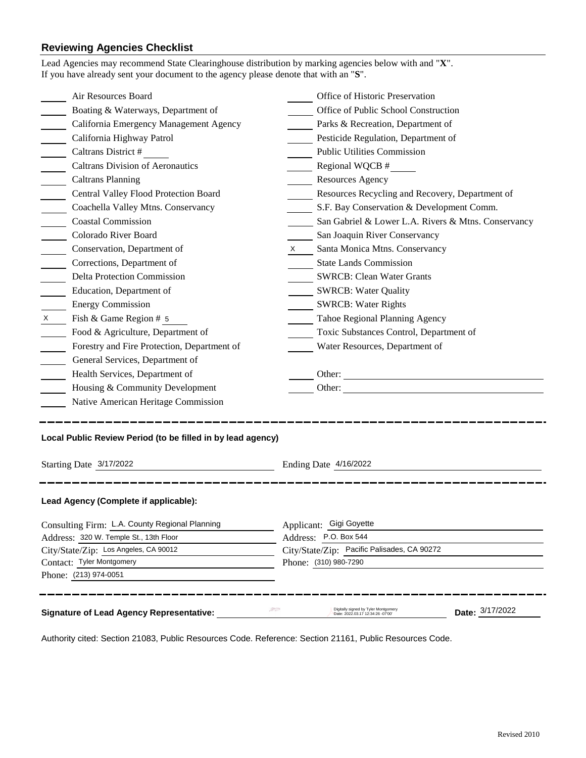## Reviewing Agencies Checklist

Lead Agencies may recommend State Clearinghouse distribution by marking agencies below with and "**X**".
If you have already sent your document to the agency please denote that with an "**S**".

| | | | |
|---|---|---|---|
| ____ | Air Resources Board | ____ | Office of Historic Preservation |
| ____ | Boating & Waterways, Department of | ____ | Office of Public School Construction |
| ____ | California Emergency Management Agency | ____ | Parks & Recreation, Department of |
| ____ | California Highway Patrol | ____ | Pesticide Regulation, Department of |
| ____ | Caltrans District # ____ | ____ | Public Utilities Commission |
| ____ | Caltrans Division of Aeronautics | ____ | Regional WQCB # ____ |
| ____ | Caltrans Planning | ____ | Resources Agency |
| ____ | Central Valley Flood Protection Board | ____ | Resources Recycling and Recovery, Department of |
| ____ | Coachella Valley Mtns. Conservancy | ____ | S.F. Bay Conservation & Development Comm. |
| ____ | Coastal Commission | ____ | San Gabriel & Lower L.A. Rivers & Mtns. Conservancy |
| ____ | Colorado River Board | ____ | San Joaquin River Conservancy |
| ____ | Conservation, Department of | X | Santa Monica Mtns. Conservancy |
| ____ | Corrections, Department of | ____ | State Lands Commission |
| ____ | Delta Protection Commission | ____ | SWRCB: Clean Water Grants |
| ____ | Education, Department of | ____ | SWRCB: Water Quality |
| ____ | Energy Commission | ____ | SWRCB: Water Rights |
| X | Fish & Game Region # 5 | ____ | Tahoe Regional Planning Agency |
| ____ | Food & Agriculture, Department of | ____ | Toxic Substances Control, Department of |
| ____ | Forestry and Fire Protection, Department of | ____ | Water Resources, Department of |
| ____ | General Services, Department of | | |
| ____ | Health Services, Department of | ____ | Other: ____________ |
| ____ | Housing & Community Development | ____ | Other: ____________ |
| ____ | Native American Heritage Commission | | |

---

**Local Public Review Period (to be filled in by lead agency)**

Starting Date 3/17/2022 Ending Date 4/16/2022

---

**Lead Agency (Complete if applicable):**

Consulting Firm: L.A. County Regional Planning
Address: 320 W. Temple St., 13th Floor
City/State/Zip: Los Angeles, CA 90012
Contact: Tyler Montgomery
Phone: (213) 974-0051

Applicant: Gigi Goyette
Address: P.O. Box 544
City/State/Zip: Pacific Palisades, CA 90272
Phone: (310) 980-7290

---

**Signature of Lead Agency Representative:** Digitally signed by Tyler Montgomery Date: 2022.03.17 12:34:26 -07'00' **Date:** 3/17/2022

Authority cited: Section 21083, Public Resources Code. Reference: Section 21161, Public Resources Code.

Revised 2010